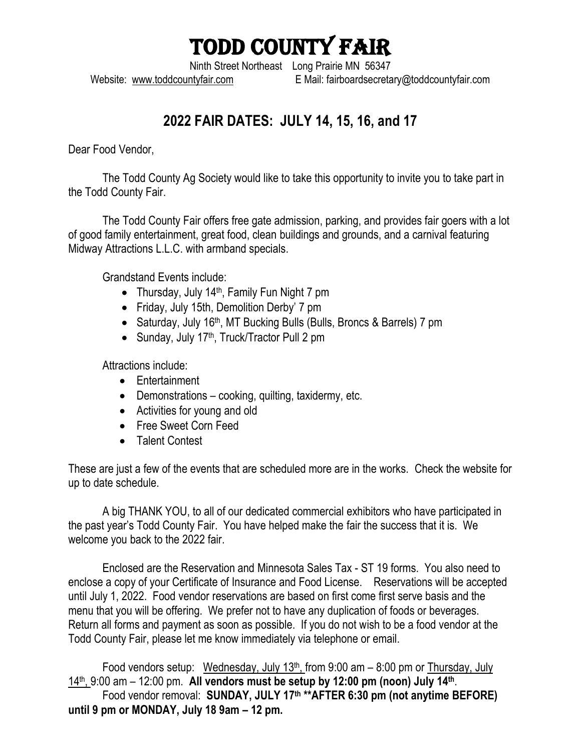# TODD COUNTY FAIR

Ninth Street Northeast  Long Prairie MN 56347

Website: www.toddcountyfair.com  E Mail: fairboardsecretary@toddcountyfair.com

## 2022 FAIR DATES: JULY 14, 15, 16, and 17

Dear Food Vendor,

The Todd County Ag Society would like to take this opportunity to invite you to take part in the Todd County Fair.

The Todd County Fair offers free gate admission, parking, and provides fair goers with a lot of good family entertainment, great food, clean buildings and grounds, and a carnival featuring Midway Attractions L.L.C. with armband specials.

Grandstand Events include:

- Thursday, July 14th, Family Fun Night 7 pm
- Friday, July 15th, Demolition Derby' 7 pm
- Saturday, July 16th, MT Bucking Bulls (Bulls, Broncs & Barrels) 7 pm
- Sunday, July 17th, Truck/Tractor Pull 2 pm

Attractions include:

- Entertainment
- Demonstrations – cooking, quilting, taxidermy, etc.
- Activities for young and old
- Free Sweet Corn Feed
- Talent Contest

These are just a few of the events that are scheduled more are in the works. Check the website for up to date schedule.

A big THANK YOU, to all of our dedicated commercial exhibitors who have participated in the past year's Todd County Fair. You have helped make the fair the success that it is. We welcome you back to the 2022 fair.

Enclosed are the Reservation and Minnesota Sales Tax - ST 19 forms. You also need to enclose a copy of your Certificate of Insurance and Food License. Reservations will be accepted until July 1, 2022. Food vendor reservations are based on first come first serve basis and the menu that you will be offering. We prefer not to have any duplication of foods or beverages. Return all forms and payment as soon as possible. If you do not wish to be a food vendor at the Todd County Fair, please let me know immediately via telephone or email.

Food vendors setup: Wednesday, July 13th, from 9:00 am – 8:00 pm or Thursday, July 14th, 9:00 am – 12:00 pm. **All vendors must be setup by 12:00 pm (noon) July 14th**.

Food vendor removal: **SUNDAY, JULY 17th **AFTER 6:30 pm (not anytime BEFORE) until 9 pm or MONDAY, July 18 9am – 12 pm.**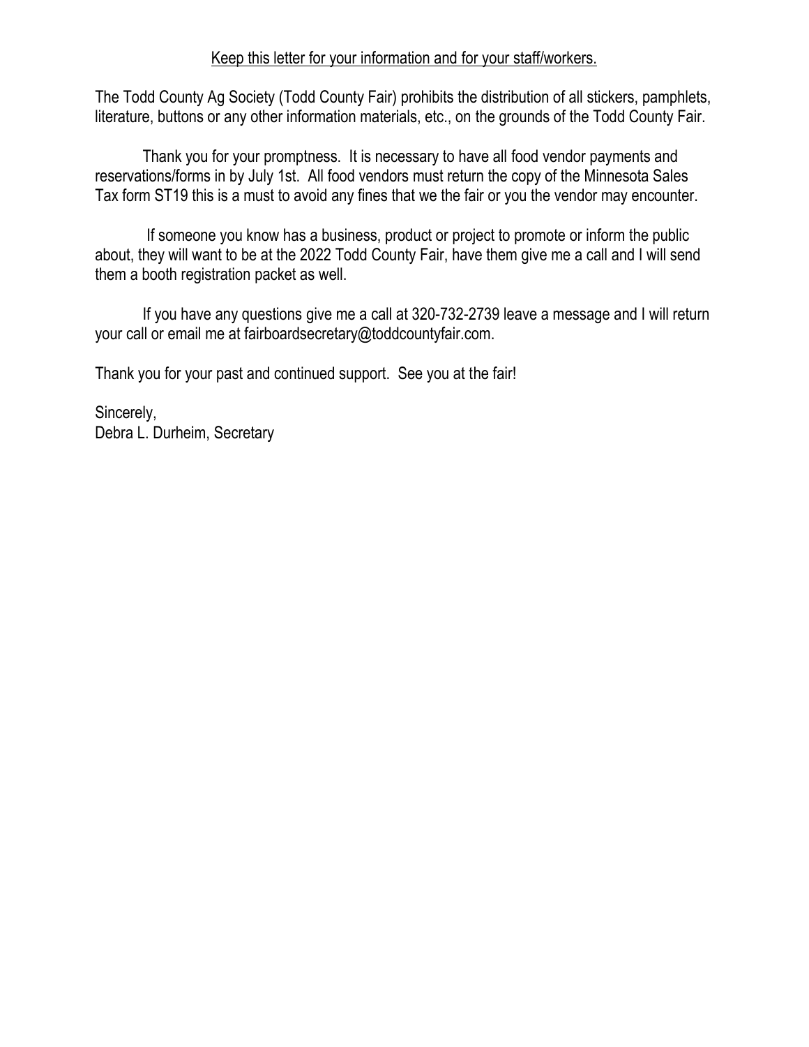Keep this letter for your information and for your staff/workers.

The Todd County Ag Society (Todd County Fair) prohibits the distribution of all stickers, pamphlets, literature, buttons or any other information materials, etc., on the grounds of the Todd County Fair.

Thank you for your promptness. It is necessary to have all food vendor payments and reservations/forms in by July 1st. All food vendors must return the copy of the Minnesota Sales Tax form ST19 this is a must to avoid any fines that we the fair or you the vendor may encounter.

If someone you know has a business, product or project to promote or inform the public about, they will want to be at the 2022 Todd County Fair, have them give me a call and I will send them a booth registration packet as well.

If you have any questions give me a call at 320-732-2739 leave a message and I will return your call or email me at fairboardsecretary@toddcountyfair.com.

Thank you for your past and continued support. See you at the fair!

Sincerely,
Debra L. Durheim, Secretary